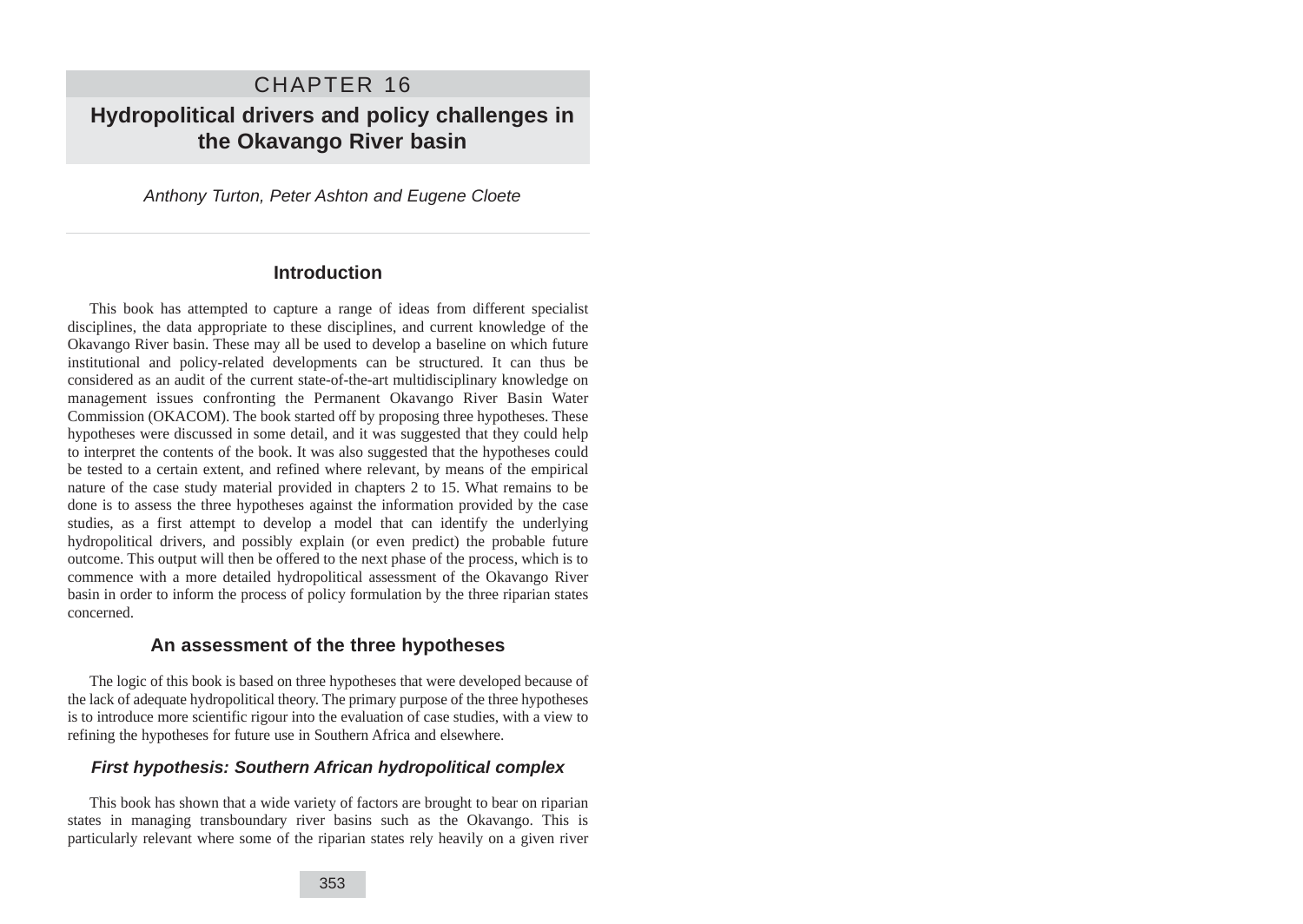# CHAPTER 16

## Hydropolitical drivers and policy challenges in the Okavango River basin

*Anthony Turton, Peter Ashton and Eugene Cloete*

---

### Introduction

This book has attempted to capture a range of ideas from different specialist disciplines, the data appropriate to these disciplines, and current knowledge of the Okavango River basin. These may all be used to develop a baseline on which future institutional and policy-related developments can be structured. It can thus be considered as an audit of the current state-of-the-art multidisciplinary knowledge on management issues confronting the Permanent Okavango River Basin Water Commission (OKACOM). The book started off by proposing three hypotheses. These hypotheses were discussed in some detail, and it was suggested that they could help to interpret the contents of the book. It was also suggested that the hypotheses could be tested to a certain extent, and refined where relevant, by means of the empirical nature of the case study material provided in chapters 2 to 15. What remains to be done is to assess the three hypotheses against the information provided by the case studies, as a first attempt to develop a model that can identify the underlying hydropolitical drivers, and possibly explain (or even predict) the probable future outcome. This output will then be offered to the next phase of the process, which is to commence with a more detailed hydropolitical assessment of the Okavango River basin in order to inform the process of policy formulation by the three riparian states concerned.

### An assessment of the three hypotheses

The logic of this book is based on three hypotheses that were developed because of the lack of adequate hydropolitical theory. The primary purpose of the three hypotheses is to introduce more scientific rigour into the evaluation of case studies, with a view to refining the hypotheses for future use in Southern Africa and elsewhere.

#### *First hypothesis: Southern African hydropolitical complex*

This book has shown that a wide variety of factors are brought to bear on riparian states in managing transboundary river basins such as the Okavango. This is particularly relevant where some of the riparian states rely heavily on a given river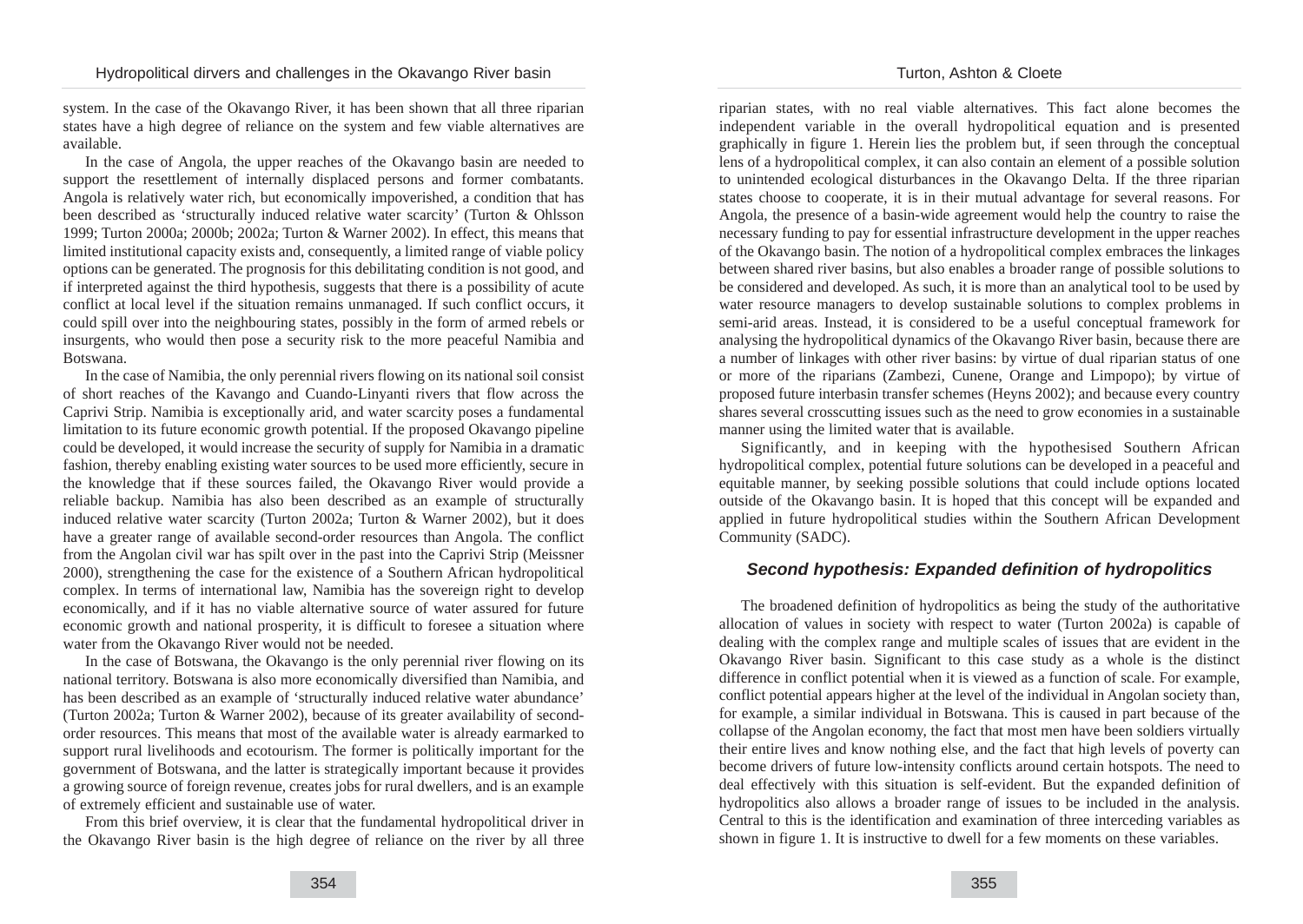system. In the case of the Okavango River, it has been shown that all three riparian states have a high degree of reliance on the system and few viable alternatives are available.

In the case of Angola, the upper reaches of the Okavango basin are needed to support the resettlement of internally displaced persons and former combatants. Angola is relatively water rich, but economically impoverished, a condition that has been described as 'structurally induced relative water scarcity' (Turton & Ohlsson 1999; Turton 2000a; 2000b; 2002a; Turton & Warner 2002). In effect, this means that limited institutional capacity exists and, consequently, a limited range of viable policy options can be generated. The prognosis for this debilitating condition is not good, and if interpreted against the third hypothesis, suggests that there is a possibility of acute conflict at local level if the situation remains unmanaged. If such conflict occurs, it could spill over into the neighbouring states, possibly in the form of armed rebels or insurgents, who would then pose a security risk to the more peaceful Namibia and Botswana.

In the case of Namibia, the only perennial rivers flowing on its national soil consist of short reaches of the Kavango and Cuando-Linyanti rivers that flow across the Caprivi Strip. Namibia is exceptionally arid, and water scarcity poses a fundamental limitation to its future economic growth potential. If the proposed Okavango pipeline could be developed, it would increase the security of supply for Namibia in a dramatic fashion, thereby enabling existing water sources to be used more efficiently, secure in the knowledge that if these sources failed, the Okavango River would provide a reliable backup. Namibia has also been described as an example of structurally induced relative water scarcity (Turton 2002a; Turton & Warner 2002), but it does have a greater range of available second-order resources than Angola. The conflict from the Angolan civil war has spilt over in the past into the Caprivi Strip (Meissner 2000), strengthening the case for the existence of a Southern African hydropolitical complex. In terms of international law, Namibia has the sovereign right to develop economically, and if it has no viable alternative source of water assured for future economic growth and national prosperity, it is difficult to foresee a situation where water from the Okavango River would not be needed.

In the case of Botswana, the Okavango is the only perennial river flowing on its national territory. Botswana is also more economically diversified than Namibia, and has been described as an example of 'structurally induced relative water abundance' (Turton 2002a; Turton & Warner 2002), because of its greater availability of second-order resources. This means that most of the available water is already earmarked to support rural livelihoods and ecotourism. The former is politically important for the government of Botswana, and the latter is strategically important because it provides a growing source of foreign revenue, creates jobs for rural dwellers, and is an example of extremely efficient and sustainable use of water.

From this brief overview, it is clear that the fundamental hydropolitical driver in the Okavango River basin is the high degree of reliance on the river by all three riparian states, with no real viable alternatives. This fact alone becomes the independent variable in the overall hydropolitical equation and is presented graphically in figure 1. Herein lies the problem but, if seen through the conceptual lens of a hydropolitical complex, it can also contain an element of a possible solution to unintended ecological disturbances in the Okavango Delta. If the three riparian states choose to cooperate, it is in their mutual advantage for several reasons. For Angola, the presence of a basin-wide agreement would help the country to raise the necessary funding to pay for essential infrastructure development in the upper reaches of the Okavango basin. The notion of a hydropolitical complex embraces the linkages between shared river basins, but also enables a broader range of possible solutions to be considered and developed. As such, it is more than an analytical tool to be used by water resource managers to develop sustainable solutions to complex problems in semi-arid areas. Instead, it is considered to be a useful conceptual framework for analysing the hydropolitical dynamics of the Okavango River basin, because there are a number of linkages with other river basins: by virtue of dual riparian status of one or more of the riparians (Zambezi, Cunene, Orange and Limpopo); by virtue of proposed future interbasin transfer schemes (Heyns 2002); and because every country shares several crosscutting issues such as the need to grow economies in a sustainable manner using the limited water that is available.

Significantly, and in keeping with the hypothesised Southern African hydropolitical complex, potential future solutions can be developed in a peaceful and equitable manner, by seeking possible solutions that could include options located outside of the Okavango basin. It is hoped that this concept will be expanded and applied in future hydropolitical studies within the Southern African Development Community (SADC).

## *Second hypothesis: Expanded definition of hydropolitics*

The broadened definition of hydropolitics as being the study of the authoritative allocation of values in society with respect to water (Turton 2002a) is capable of dealing with the complex range and multiple scales of issues that are evident in the Okavango River basin. Significant to this case study as a whole is the distinct difference in conflict potential when it is viewed as a function of scale. For example, conflict potential appears higher at the level of the individual in Angolan society than, for example, a similar individual in Botswana. This is caused in part because of the collapse of the Angolan economy, the fact that most men have been soldiers virtually their entire lives and know nothing else, and the fact that high levels of poverty can become drivers of future low-intensity conflicts around certain hotspots. The need to deal effectively with this situation is self-evident. But the expanded definition of hydropolitics also allows a broader range of issues to be included in the analysis. Central to this is the identification and examination of three interceding variables as shown in figure 1. It is instructive to dwell for a few moments on these variables.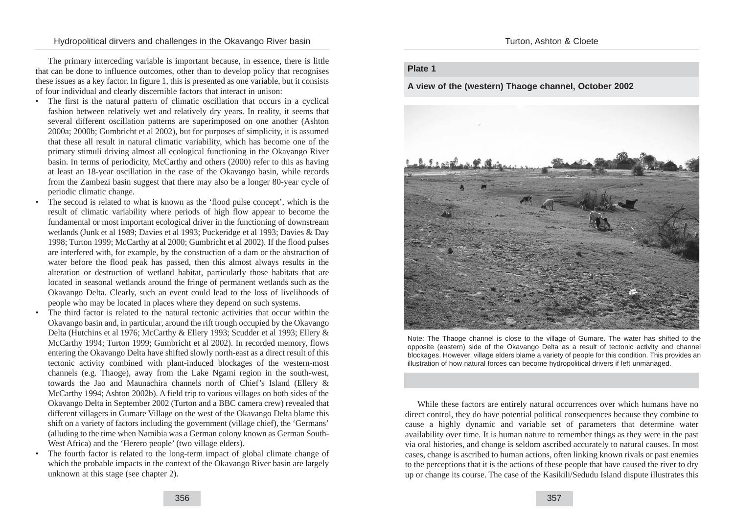The primary interceding variable is important because, in essence, there is little that can be done to influence outcomes, other than to develop policy that recognises these issues as a key factor. In figure 1, this is presented as one variable, but it consists of four individual and clearly discernible factors that interact in unison:

- The first is the natural pattern of climatic oscillation that occurs in a cyclical fashion between relatively wet and relatively dry years. In reality, it seems that several different oscillation patterns are superimposed on one another (Ashton 2000a; 2000b; Gumbricht et al 2002), but for purposes of simplicity, it is assumed that these all result in natural climatic variability, which has become one of the primary stimuli driving almost all ecological functioning in the Okavango River basin. In terms of periodicity, McCarthy and others (2000) refer to this as having at least an 18-year oscillation in the case of the Okavango basin, while records from the Zambezi basin suggest that there may also be a longer 80-year cycle of periodic climatic change.
- The second is related to what is known as the 'flood pulse concept', which is the result of climatic variability where periods of high flow appear to become the fundamental or most important ecological driver in the functioning of downstream wetlands (Junk et al 1989; Davies et al 1993; Puckeridge et al 1993; Davies & Day 1998; Turton 1999; McCarthy at al 2000; Gumbricht et al 2002). If the flood pulses are interfered with, for example, by the construction of a dam or the abstraction of water before the flood peak has passed, then this almost always results in the alteration or destruction of wetland habitat, particularly those habitats that are located in seasonal wetlands around the fringe of permanent wetlands such as the Okavango Delta. Clearly, such an event could lead to the loss of livelihoods of people who may be located in places where they depend on such systems.
- The third factor is related to the natural tectonic activities that occur within the Okavango basin and, in particular, around the rift trough occupied by the Okavango Delta (Hutchins et al 1976; McCarthy & Ellery 1993; Scudder et al 1993; Ellery & McCarthy 1994; Turton 1999; Gumbricht et al 2002). In recorded memory, flows entering the Okavango Delta have shifted slowly north-east as a direct result of this tectonic activity combined with plant-induced blockages of the western-most channels (e.g. Thaoge), away from the Lake Ngami region in the south-west, towards the Jao and Maunachira channels north of Chief's Island (Ellery & McCarthy 1994; Ashton 2002b). A field trip to various villages on both sides of the Okavango Delta in September 2002 (Turton and a BBC camera crew) revealed that different villagers in Gumare Village on the west of the Okavango Delta blame this shift on a variety of factors including the government (village chief), the 'Germans' (alluding to the time when Namibia was a German colony known as German South-West Africa) and the 'Herero people' (two village elders).
- The fourth factor is related to the long-term impact of global climate change of which the probable impacts in the context of the Okavango River basin are largely unknown at this stage (see chapter 2).

**Plate 1**

**A view of the (western) Thaoge channel, October 2002**

Note: The Thaoge channel is close to the village of Gumare. The water has shifted to the opposite (eastern) side of the Okavango Delta as a result of tectonic activity and channel blockages. However, village elders blame a variety of people for this condition. This provides an illustration of how natural forces can become hydropolitical drivers if left unmanaged.

While these factors are entirely natural occurrences over which humans have no direct control, they do have potential political consequences because they combine to cause a highly dynamic and variable set of parameters that determine water availability over time. It is human nature to remember things as they were in the past via oral histories, and change is seldom ascribed accurately to natural causes. In most cases, change is ascribed to human actions, often linking known rivals or past enemies to the perceptions that it is the actions of these people that have caused the river to dry up or change its course. The case of the Kasikili/Sedudu Island dispute illustrates this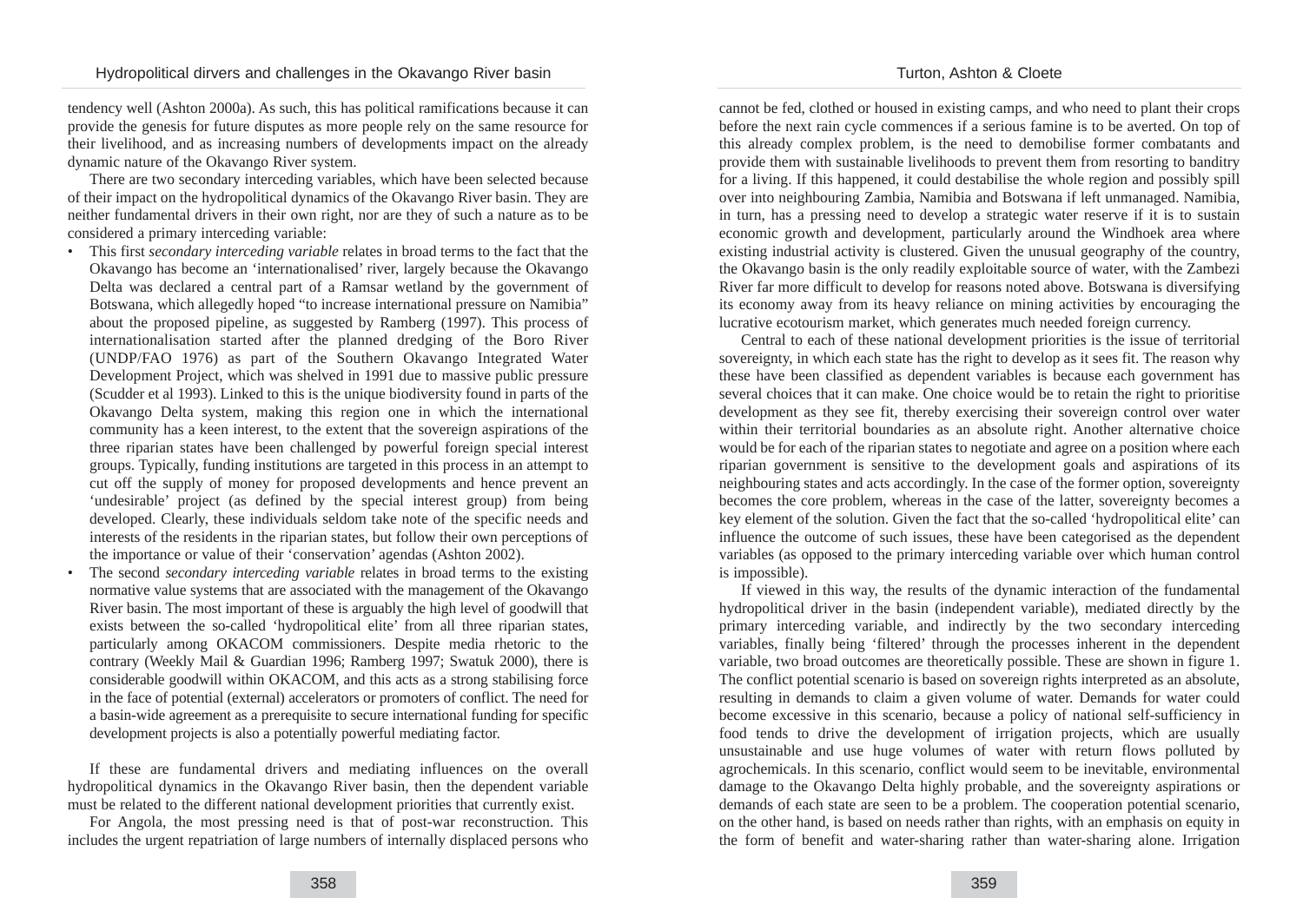tendency well (Ashton 2000a). As such, this has political ramifications because it can provide the genesis for future disputes as more people rely on the same resource for their livelihood, and as increasing numbers of developments impact on the already dynamic nature of the Okavango River system.

There are two secondary interceding variables, which have been selected because of their impact on the hydropolitical dynamics of the Okavango River basin. They are neither fundamental drivers in their own right, nor are they of such a nature as to be considered a primary interceding variable:

- This first *secondary interceding variable* relates in broad terms to the fact that the Okavango has become an 'internationalised' river, largely because the Okavango Delta was declared a central part of a Ramsar wetland by the government of Botswana, which allegedly hoped "to increase international pressure on Namibia" about the proposed pipeline, as suggested by Ramberg (1997). This process of internationalisation started after the planned dredging of the Boro River (UNDP/FAO 1976) as part of the Southern Okavango Integrated Water Development Project, which was shelved in 1991 due to massive public pressure (Scudder et al 1993). Linked to this is the unique biodiversity found in parts of the Okavango Delta system, making this region one in which the international community has a keen interest, to the extent that the sovereign aspirations of the three riparian states have been challenged by powerful foreign special interest groups. Typically, funding institutions are targeted in this process in an attempt to cut off the supply of money for proposed developments and hence prevent an 'undesirable' project (as defined by the special interest group) from being developed. Clearly, these individuals seldom take note of the specific needs and interests of the residents in the riparian states, but follow their own perceptions of the importance or value of their 'conservation' agendas (Ashton 2002).
- The second *secondary interceding variable* relates in broad terms to the existing normative value systems that are associated with the management of the Okavango River basin. The most important of these is arguably the high level of goodwill that exists between the so-called 'hydropolitical elite' from all three riparian states, particularly among OKACOM commissioners. Despite media rhetoric to the contrary (Weekly Mail & Guardian 1996; Ramberg 1997; Swatuk 2000), there is considerable goodwill within OKACOM, and this acts as a strong stabilising force in the face of potential (external) accelerators or promoters of conflict. The need for a basin-wide agreement as a prerequisite to secure international funding for specific development projects is also a potentially powerful mediating factor.

If these are fundamental drivers and mediating influences on the overall hydropolitical dynamics in the Okavango River basin, then the dependent variable must be related to the different national development priorities that currently exist.

For Angola, the most pressing need is that of post-war reconstruction. This includes the urgent repatriation of large numbers of internally displaced persons who cannot be fed, clothed or housed in existing camps, and who need to plant their crops before the next rain cycle commences if a serious famine is to be averted. On top of this already complex problem, is the need to demobilise former combatants and provide them with sustainable livelihoods to prevent them from resorting to banditry for a living. If this happened, it could destabilise the whole region and possibly spill over into neighbouring Zambia, Namibia and Botswana if left unmanaged. Namibia, in turn, has a pressing need to develop a strategic water reserve if it is to sustain economic growth and development, particularly around the Windhoek area where existing industrial activity is clustered. Given the unusual geography of the country, the Okavango basin is the only readily exploitable source of water, with the Zambezi River far more difficult to develop for reasons noted above. Botswana is diversifying its economy away from its heavy reliance on mining activities by encouraging the lucrative ecotourism market, which generates much needed foreign currency.

Central to each of these national development priorities is the issue of territorial sovereignty, in which each state has the right to develop as it sees fit. The reason why these have been classified as dependent variables is because each government has several choices that it can make. One choice would be to retain the right to prioritise development as they see fit, thereby exercising their sovereign control over water within their territorial boundaries as an absolute right. Another alternative choice would be for each of the riparian states to negotiate and agree on a position where each riparian government is sensitive to the development goals and aspirations of its neighbouring states and acts accordingly. In the case of the former option, sovereignty becomes the core problem, whereas in the case of the latter, sovereignty becomes a key element of the solution. Given the fact that the so-called 'hydropolitical elite' can influence the outcome of such issues, these have been categorised as the dependent variables (as opposed to the primary interceding variable over which human control is impossible).

If viewed in this way, the results of the dynamic interaction of the fundamental hydropolitical driver in the basin (independent variable), mediated directly by the primary interceding variable, and indirectly by the two secondary interceding variables, finally being 'filtered' through the processes inherent in the dependent variable, two broad outcomes are theoretically possible. These are shown in figure 1. The conflict potential scenario is based on sovereign rights interpreted as an absolute, resulting in demands to claim a given volume of water. Demands for water could become excessive in this scenario, because a policy of national self-sufficiency in food tends to drive the development of irrigation projects, which are usually unsustainable and use huge volumes of water with return flows polluted by agrochemicals. In this scenario, conflict would seem to be inevitable, environmental damage to the Okavango Delta highly probable, and the sovereignty aspirations or demands of each state are seen to be a problem. The cooperation potential scenario, on the other hand, is based on needs rather than rights, with an emphasis on equity in the form of benefit and water-sharing rather than water-sharing alone. Irrigation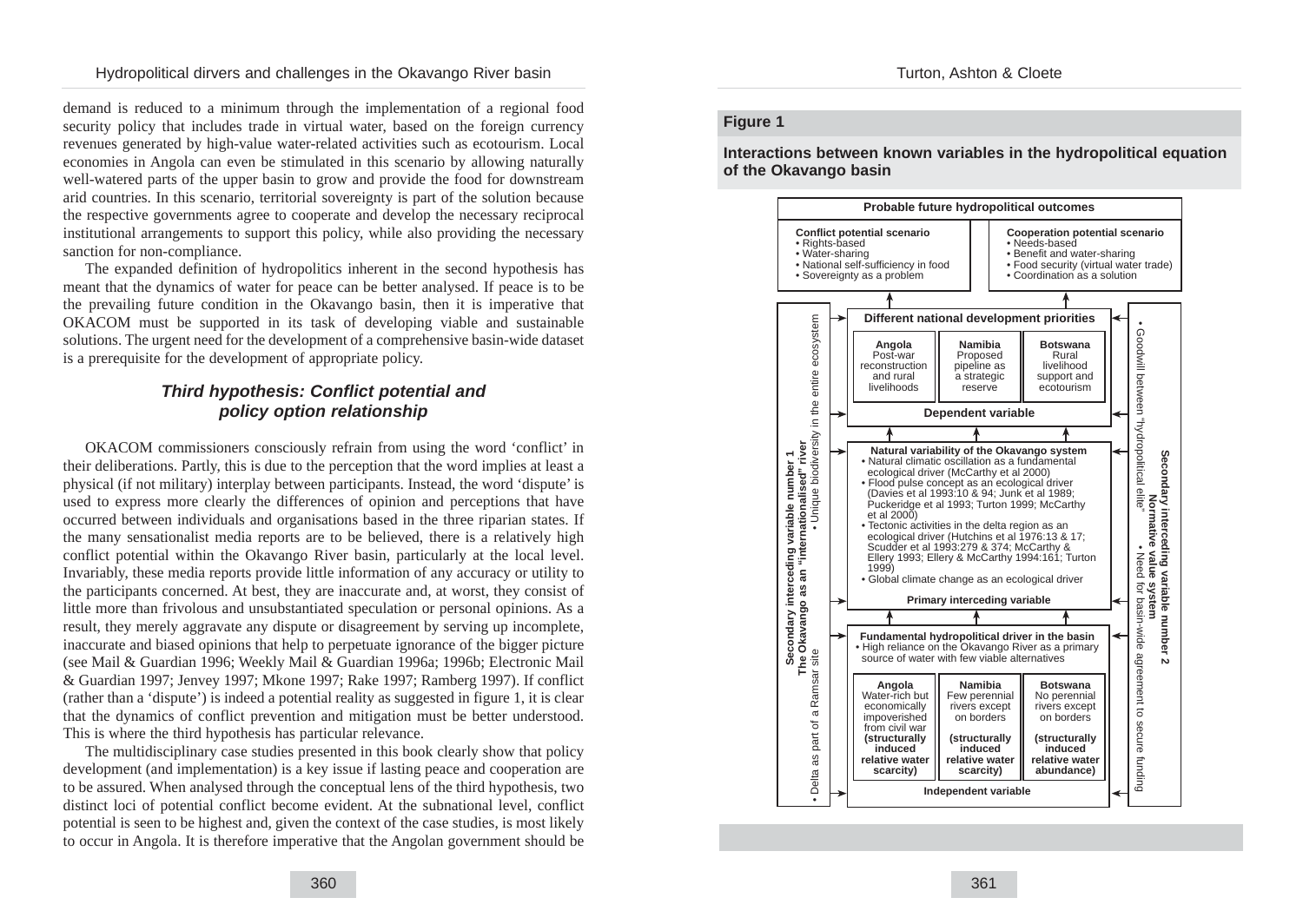demand is reduced to a minimum through the implementation of a regional food security policy that includes trade in virtual water, based on the foreign currency revenues generated by high-value water-related activities such as ecotourism. Local economies in Angola can even be stimulated in this scenario by allowing naturally well-watered parts of the upper basin to grow and provide the food for downstream arid countries. In this scenario, territorial sovereignty is part of the solution because the respective governments agree to cooperate and develop the necessary reciprocal institutional arrangements to support this policy, while also providing the necessary sanction for non-compliance.

The expanded definition of hydropolitics inherent in the second hypothesis has meant that the dynamics of water for peace can be better analysed. If peace is to be the prevailing future condition in the Okavango basin, then it is imperative that OKACOM must be supported in its task of developing viable and sustainable solutions. The urgent need for the development of a comprehensive basin-wide dataset is a prerequisite for the development of appropriate policy.

### *Third hypothesis: Conflict potential and policy option relationship*

OKACOM commissioners consciously refrain from using the word 'conflict' in their deliberations. Partly, this is due to the perception that the word implies at least a physical (if not military) interplay between participants. Instead, the word 'dispute' is used to express more clearly the differences of opinion and perceptions that have occurred between individuals and organisations based in the three riparian states. If the many sensationalist media reports are to be believed, there is a relatively high conflict potential within the Okavango River basin, particularly at the local level. Invariably, these media reports provide little information of any accuracy or utility to the participants concerned. At best, they are inaccurate and, at worst, they consist of little more than frivolous and unsubstantiated speculation or personal opinions. As a result, they merely aggravate any dispute or disagreement by serving up incomplete, inaccurate and biased opinions that help to perpetuate ignorance of the bigger picture (see Mail & Guardian 1996; Weekly Mail & Guardian 1996a; 1996b; Electronic Mail & Guardian 1997; Jenvey 1997; Mkone 1997; Rake 1997; Ramberg 1997). If conflict (rather than a 'dispute') is indeed a potential reality as suggested in figure 1, it is clear that the dynamics of conflict prevention and mitigation must be better understood. This is where the third hypothesis has particular relevance.

The multidisciplinary case studies presented in this book clearly show that policy development (and implementation) is a key issue if lasting peace and cooperation are to be assured. When analysed through the conceptual lens of the third hypothesis, two distinct loci of potential conflict become evident. At the subnational level, conflict potential is seen to be highest and, given the context of the case studies, is most likely to occur in Angola. It is therefore imperative that the Angolan government should be

**Figure 1**

**Interactions between known variables in the hydropolitical equation of the Okavango basin**

**Probable future hydropolitical outcomes**

**Conflict potential scenario**
- Rights-based
- Water-sharing
- National self-sufficiency in food
- Sovereignty as a problem

**Cooperation potential scenario**
- Needs-based
- Benefit and water-sharing
- Food security (virtual water trade)
- Coordination as a solution

**Different national development priorities**

| **Angola** | **Namibia** | **Botswana** |
|---|---|---|
| Post-war reconstruction and rural livelihoods | Proposed pipeline as a strategic reserve | Rural livelihood support and ecotourism |

**Dependent variable**

**Natural variability of the Okavango system**
- Natural climatic oscillation as a fundamental ecological driver (McCarthy et al 2000)
- Flood pulse concept as an ecological driver (Davies et al 1993:10 & 94; Junk et al 1989; Puckeridge et al 1993; Turton 1999; McCarthy et al 2000)
- Tectonic activities in the delta region as an ecological driver (Hutchins et al 1976:13 & 17; Scudder et al 1993:279 & 374; McCarthy & Ellery 1993; Ellery & McCarthy 1994:161; Turton 1999)
- Global climate change as an ecological driver

**Primary interceding variable**

**Fundamental hydropolitical driver in the basin**
- High reliance on the Okavango River as a primary source of water with few viable alternatives

| **Angola** | **Namibia** | **Botswana** |
|---|---|---|
| Water-rich but economically impoverished from civil war **(structurally induced relative water scarcity)** | Few perennial rivers except on borders **(structurally induced relative water scarcity)** | No perennial rivers except on borders **(structurally induced relative water abundance)** |

**Independent variable**

**Secondary interceding variable number 1**
**The Okavango as an "internationalised" river**
- Unique biodiversity in the entire ecosystem
- Delta as part of a Ramsar site

**Secondary interceding variable number 2**
**Normative value system**
- Goodwill between "hydropolitical elite"
- Need for basin-wide agreement to secure funding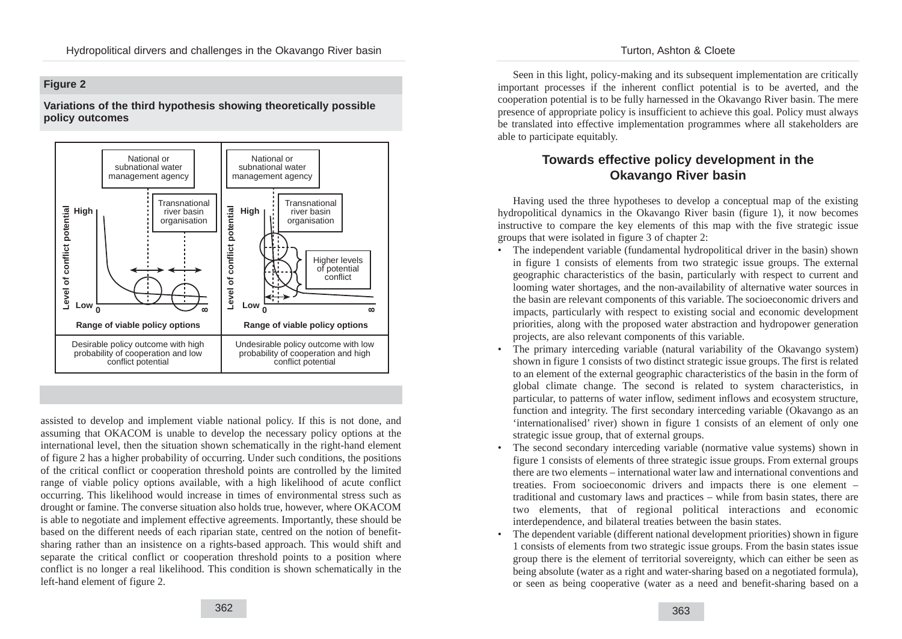**Figure 2**

**Variations of the third hypothesis showing theoretically possible policy outcomes**

| Desirable policy outcome with high probability of cooperation and low conflict potential | Undesirable policy outcome with low probability of cooperation and high conflict potential |
|---|---|

assisted to develop and implement viable national policy. If this is not done, and assuming that OKACOM is unable to develop the necessary policy options at the international level, then the situation shown schematically in the right-hand element of figure 2 has a higher probability of occurring. Under such conditions, the positions of the critical conflict or cooperation threshold points are controlled by the limited range of viable policy options available, with a high likelihood of acute conflict occurring. This likelihood would increase in times of environmental stress such as drought or famine. The converse situation also holds true, however, where OKACOM is able to negotiate and implement effective agreements. Importantly, these should be based on the different needs of each riparian state, centred on the notion of benefit-sharing rather than an insistence on a rights-based approach. This would shift and separate the critical conflict or cooperation threshold points to a position where conflict is no longer a real likelihood. This condition is shown schematically in the left-hand element of figure 2.

Seen in this light, policy-making and its subsequent implementation are critically important processes if the inherent conflict potential is to be averted, and the cooperation potential is to be fully harnessed in the Okavango River basin. The mere presence of appropriate policy is insufficient to achieve this goal. Policy must always be translated into effective implementation programmes where all stakeholders are able to participate equitably.

## Towards effective policy development in the Okavango River basin

Having used the three hypotheses to develop a conceptual map of the existing hydropolitical dynamics in the Okavango River basin (figure 1), it now becomes instructive to compare the key elements of this map with the five strategic issue groups that were isolated in figure 3 of chapter 2:

- The independent variable (fundamental hydropolitical driver in the basin) shown in figure 1 consists of elements from two strategic issue groups. The external geographic characteristics of the basin, particularly with respect to current and looming water shortages, and the non-availability of alternative water sources in the basin are relevant components of this variable. The socioeconomic drivers and impacts, particularly with respect to existing social and economic development priorities, along with the proposed water abstraction and hydropower generation projects, are also relevant components of this variable.
- The primary interceding variable (natural variability of the Okavango system) shown in figure 1 consists of two distinct strategic issue groups. The first is related to an element of the external geographic characteristics of the basin in the form of global climate change. The second is related to system characteristics, in particular, to patterns of water inflow, sediment inflows and ecosystem structure, function and integrity. The first secondary interceding variable (Okavango as an 'internationalised' river) shown in figure 1 consists of an element of only one strategic issue group, that of external groups.
- The second secondary interceding variable (normative value systems) shown in figure 1 consists of elements of three strategic issue groups. From external groups there are two elements – international water law and international conventions and treaties. From socioeconomic drivers and impacts there is one element – traditional and customary laws and practices – while from basin states, there are two elements, that of regional political interactions and economic interdependence, and bilateral treaties between the basin states.
- The dependent variable (different national development priorities) shown in figure 1 consists of elements from two strategic issue groups. From the basin states issue group there is the element of territorial sovereignty, which can either be seen as being absolute (water as a right and water-sharing based on a negotiated formula), or seen as being cooperative (water as a need and benefit-sharing based on a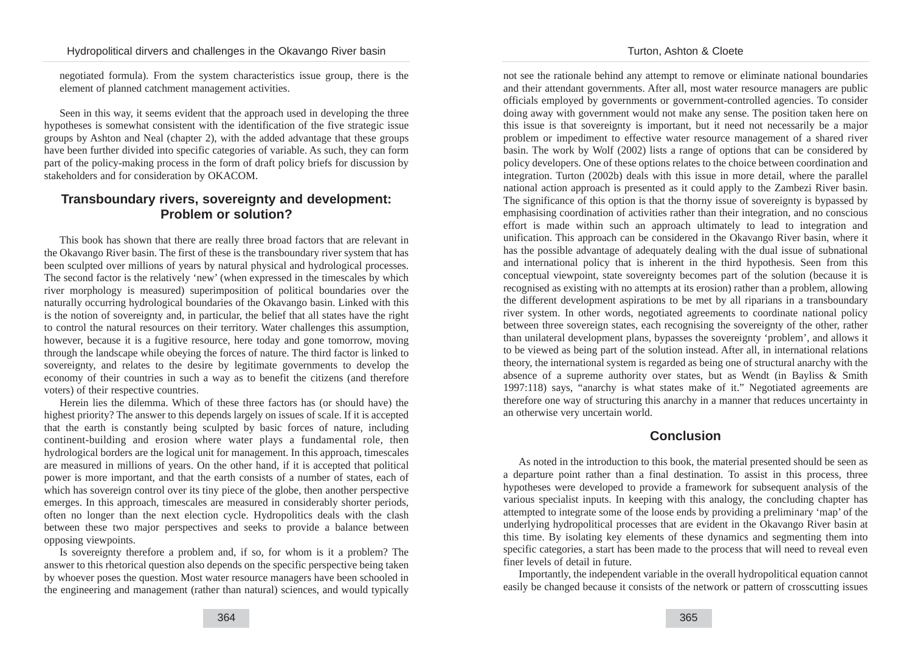negotiated formula). From the system characteristics issue group, there is the element of planned catchment management activities.

Seen in this way, it seems evident that the approach used in developing the three hypotheses is somewhat consistent with the identification of the five strategic issue groups by Ashton and Neal (chapter 2), with the added advantage that these groups have been further divided into specific categories of variable. As such, they can form part of the policy-making process in the form of draft policy briefs for discussion by stakeholders and for consideration by OKACOM.

## Transboundary rivers, sovereignty and development: Problem or solution?

This book has shown that there are really three broad factors that are relevant in the Okavango River basin. The first of these is the transboundary river system that has been sculpted over millions of years by natural physical and hydrological processes. The second factor is the relatively 'new' (when expressed in the timescales by which river morphology is measured) superimposition of political boundaries over the naturally occurring hydrological boundaries of the Okavango basin. Linked with this is the notion of sovereignty and, in particular, the belief that all states have the right to control the natural resources on their territory. Water challenges this assumption, however, because it is a fugitive resource, here today and gone tomorrow, moving through the landscape while obeying the forces of nature. The third factor is linked to sovereignty, and relates to the desire by legitimate governments to develop the economy of their countries in such a way as to benefit the citizens (and therefore voters) of their respective countries.

Herein lies the dilemma. Which of these three factors has (or should have) the highest priority? The answer to this depends largely on issues of scale. If it is accepted that the earth is constantly being sculpted by basic forces of nature, including continent-building and erosion where water plays a fundamental role, then hydrological borders are the logical unit for management. In this approach, timescales are measured in millions of years. On the other hand, if it is accepted that political power is more important, and that the earth consists of a number of states, each of which has sovereign control over its tiny piece of the globe, then another perspective emerges. In this approach, timescales are measured in considerably shorter periods, often no longer than the next election cycle. Hydropolitics deals with the clash between these two major perspectives and seeks to provide a balance between opposing viewpoints.

Is sovereignty therefore a problem and, if so, for whom is it a problem? The answer to this rhetorical question also depends on the specific perspective being taken by whoever poses the question. Most water resource managers have been schooled in the engineering and management (rather than natural) sciences, and would typically not see the rationale behind any attempt to remove or eliminate national boundaries and their attendant governments. After all, most water resource managers are public officials employed by governments or government-controlled agencies. To consider doing away with government would not make any sense. The position taken here on this issue is that sovereignty is important, but it need not necessarily be a major problem or impediment to effective water resource management of a shared river basin. The work by Wolf (2002) lists a range of options that can be considered by policy developers. One of these options relates to the choice between coordination and integration. Turton (2002b) deals with this issue in more detail, where the parallel national action approach is presented as it could apply to the Zambezi River basin. The significance of this option is that the thorny issue of sovereignty is bypassed by emphasising coordination of activities rather than their integration, and no conscious effort is made within such an approach ultimately to lead to integration and unification. This approach can be considered in the Okavango River basin, where it has the possible advantage of adequately dealing with the dual issue of subnational and international policy that is inherent in the third hypothesis. Seen from this conceptual viewpoint, state sovereignty becomes part of the solution (because it is recognised as existing with no attempts at its erosion) rather than a problem, allowing the different development aspirations to be met by all riparians in a transboundary river system. In other words, negotiated agreements to coordinate national policy between three sovereign states, each recognising the sovereignty of the other, rather than unilateral development plans, bypasses the sovereignty 'problem', and allows it to be viewed as being part of the solution instead. After all, in international relations theory, the international system is regarded as being one of structural anarchy with the absence of a supreme authority over states, but as Wendt (in Bayliss & Smith 1997:118) says, "anarchy is what states make of it." Negotiated agreements are therefore one way of structuring this anarchy in a manner that reduces uncertainty in an otherwise very uncertain world.

## Conclusion

As noted in the introduction to this book, the material presented should be seen as a departure point rather than a final destination. To assist in this process, three hypotheses were developed to provide a framework for subsequent analysis of the various specialist inputs. In keeping with this analogy, the concluding chapter has attempted to integrate some of the loose ends by providing a preliminary 'map' of the underlying hydropolitical processes that are evident in the Okavango River basin at this time. By isolating key elements of these dynamics and segmenting them into specific categories, a start has been made to the process that will need to reveal even finer levels of detail in future.

Importantly, the independent variable in the overall hydropolitical equation cannot easily be changed because it consists of the network or pattern of crosscutting issues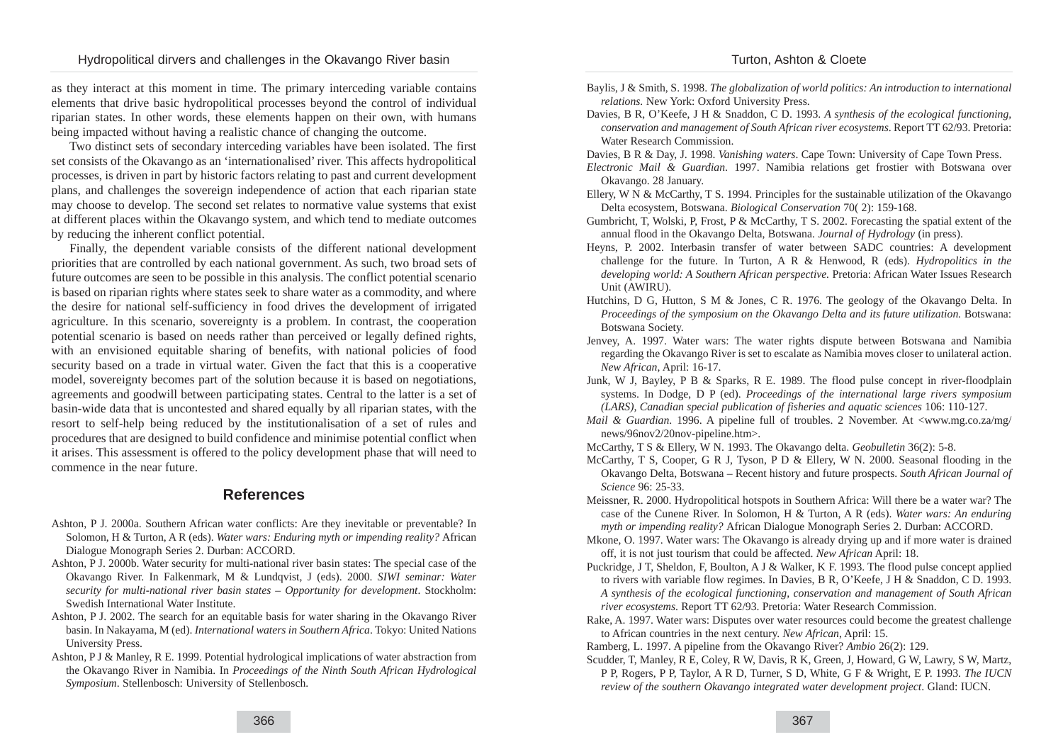as they interact at this moment in time. The primary interceding variable contains elements that drive basic hydropolitical processes beyond the control of individual riparian states. In other words, these elements happen on their own, with humans being impacted without having a realistic chance of changing the outcome.

Two distinct sets of secondary interceding variables have been isolated. The first set consists of the Okavango as an 'internationalised' river. This affects hydropolitical processes, is driven in part by historic factors relating to past and current development plans, and challenges the sovereign independence of action that each riparian state may choose to develop. The second set relates to normative value systems that exist at different places within the Okavango system, and which tend to mediate outcomes by reducing the inherent conflict potential.

Finally, the dependent variable consists of the different national development priorities that are controlled by each national government. As such, two broad sets of future outcomes are seen to be possible in this analysis. The conflict potential scenario is based on riparian rights where states seek to share water as a commodity, and where the desire for national self-sufficiency in food drives the development of irrigated agriculture. In this scenario, sovereignty is a problem. In contrast, the cooperation potential scenario is based on needs rather than perceived or legally defined rights, with an envisioned equitable sharing of benefits, with national policies of food security based on a trade in virtual water. Given the fact that this is a cooperative model, sovereignty becomes part of the solution because it is based on negotiations, agreements and goodwill between participating states. Central to the latter is a set of basin-wide data that is uncontested and shared equally by all riparian states, with the resort to self-help being reduced by the institutionalisation of a set of rules and procedures that are designed to build confidence and minimise potential conflict when it arises. This assessment is offered to the policy development phase that will need to commence in the near future.

## References

Ashton, P J. 2000a. Southern African water conflicts: Are they inevitable or preventable? In Solomon, H & Turton, A R (eds). *Water wars: Enduring myth or impending reality?* African Dialogue Monograph Series 2. Durban: ACCORD.

Ashton, P J. 2000b. Water security for multi-national river basin states: The special case of the Okavango River. In Falkenmark, M & Lundqvist, J (eds). 2000. *SIWI seminar: Water security for multi-national river basin states – Opportunity for development*. Stockholm: Swedish International Water Institute.

Ashton, P J. 2002. The search for an equitable basis for water sharing in the Okavango River basin. In Nakayama, M (ed). *International waters in Southern Africa*. Tokyo: United Nations University Press.

Ashton, P J & Manley, R E. 1999. Potential hydrological implications of water abstraction from the Okavango River in Namibia. In *Proceedings of the Ninth South African Hydrological Symposium*. Stellenbosch: University of Stellenbosch.

Baylis, J & Smith, S. 1998. *The globalization of world politics: An introduction to international relations.* New York: Oxford University Press.

Davies, B R, O'Keefe, J H & Snaddon, C D. 1993. *A synthesis of the ecological functioning, conservation and management of South African river ecosystems*. Report TT 62/93. Pretoria: Water Research Commission.

Davies, B R & Day, J. 1998. *Vanishing waters*. Cape Town: University of Cape Town Press.

*Electronic Mail & Guardian*. 1997. Namibia relations get frostier with Botswana over Okavango. 28 January.

Ellery, W N & McCarthy, T S. 1994. Principles for the sustainable utilization of the Okavango Delta ecosystem, Botswana. *Biological Conservation* 70( 2): 159-168.

Gumbricht, T, Wolski, P, Frost, P & McCarthy, T S. 2002. Forecasting the spatial extent of the annual flood in the Okavango Delta, Botswana. *Journal of Hydrology* (in press).

Heyns, P. 2002. Interbasin transfer of water between SADC countries: A development challenge for the future. In Turton, A R & Henwood, R (eds). *Hydropolitics in the developing world: A Southern African perspective.* Pretoria: African Water Issues Research Unit (AWIRU).

Hutchins, D G, Hutton, S M & Jones, C R. 1976. The geology of the Okavango Delta. In *Proceedings of the symposium on the Okavango Delta and its future utilization.* Botswana: Botswana Society.

Jenvey, A. 1997. Water wars: The water rights dispute between Botswana and Namibia regarding the Okavango River is set to escalate as Namibia moves closer to unilateral action. *New African*, April: 16-17.

Junk, W J, Bayley, P B & Sparks, R E. 1989. The flood pulse concept in river-floodplain systems. In Dodge, D P (ed). *Proceedings of the international large rivers symposium (LARS), Canadian special publication of fisheries and aquatic sciences* 106: 110-127.

*Mail & Guardian*. 1996. A pipeline full of troubles. 2 November. At <www.mg.co.za/mg/news/96nov2/20nov-pipeline.htm>.

McCarthy, T S & Ellery, W N. 1993. The Okavango delta. *Geobulletin* 36(2): 5-8.

McCarthy, T S, Cooper, G R J, Tyson, P D & Ellery, W N. 2000. Seasonal flooding in the Okavango Delta, Botswana – Recent history and future prospects. *South African Journal of Science* 96: 25-33.

Meissner, R. 2000. Hydropolitical hotspots in Southern Africa: Will there be a water war? The case of the Cunene River. In Solomon, H & Turton, A R (eds). *Water wars: An enduring myth or impending reality?* African Dialogue Monograph Series 2. Durban: ACCORD.

Mkone, O. 1997. Water wars: The Okavango is already drying up and if more water is drained off, it is not just tourism that could be affected. *New African* April: 18.

Puckridge, J T, Sheldon, F, Boulton, A J & Walker, K F. 1993. The flood pulse concept applied to rivers with variable flow regimes. In Davies, B R, O'Keefe, J H & Snaddon, C D. 1993. *A synthesis of the ecological functioning, conservation and management of South African river ecosystems.* Report TT 62/93. Pretoria: Water Research Commission.

Rake, A. 1997. Water wars: Disputes over water resources could become the greatest challenge to African countries in the next century. *New African*, April: 15.

Ramberg, L. 1997. A pipeline from the Okavango River? *Ambio* 26(2): 129.

Scudder, T, Manley, R E, Coley, R W, Davis, R K, Green, J, Howard, G W, Lawry, S W, Martz, P P, Rogers, P P, Taylor, A R D, Turner, S D, White, G F & Wright, E P. 1993. *The IUCN review of the southern Okavango integrated water development project*. Gland: IUCN.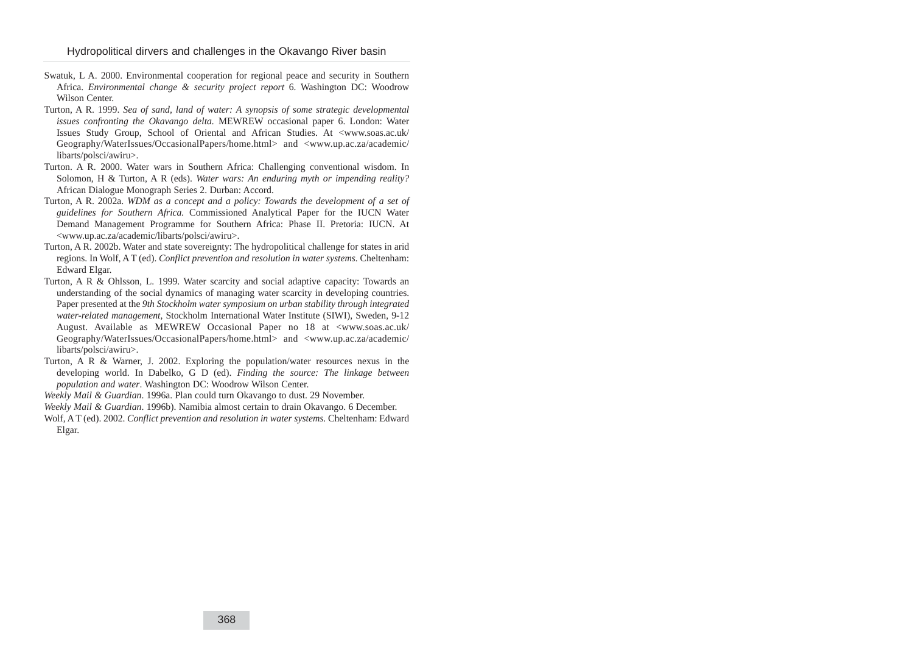Swatuk, L A. 2000. Environmental cooperation for regional peace and security in Southern Africa. *Environmental change & security project report* 6. Washington DC: Woodrow Wilson Center.

Turton, A R. 1999. *Sea of sand, land of water: A synopsis of some strategic developmental issues confronting the Okavango delta*. MEWREW occasional paper 6. London: Water Issues Study Group, School of Oriental and African Studies. At <www.soas.ac.uk/Geography/WaterIssues/OccasionalPapers/home.html> and <www.up.ac.za/academic/libarts/polsci/awiru>.

Turton. A R. 2000. Water wars in Southern Africa: Challenging conventional wisdom. In Solomon, H & Turton, A R (eds). *Water wars: An enduring myth or impending reality?* African Dialogue Monograph Series 2. Durban: Accord.

Turton, A R. 2002a. *WDM as a concept and a policy: Towards the development of a set of guidelines for Southern Africa.* Commissioned Analytical Paper for the IUCN Water Demand Management Programme for Southern Africa: Phase II. Pretoria: IUCN. At <www.up.ac.za/academic/libarts/polsci/awiru>.

Turton, A R. 2002b. Water and state sovereignty: The hydropolitical challenge for states in arid regions. In Wolf, A T (ed). *Conflict prevention and resolution in water systems*. Cheltenham: Edward Elgar.

Turton, A R & Ohlsson, L. 1999. Water scarcity and social adaptive capacity: Towards an understanding of the social dynamics of managing water scarcity in developing countries. Paper presented at the *9th Stockholm water symposium on urban stability through integrated water-related management*, Stockholm International Water Institute (SIWI), Sweden, 9-12 August. Available as MEWREW Occasional Paper no 18 at <www.soas.ac.uk/Geography/WaterIssues/OccasionalPapers/home.html> and <www.up.ac.za/academic/libarts/polsci/awiru>.

Turton, A R & Warner, J. 2002. Exploring the population/water resources nexus in the developing world. In Dabelko, G D (ed). *Finding the source: The linkage between population and water*. Washington DC: Woodrow Wilson Center.

*Weekly Mail & Guardian*. 1996a. Plan could turn Okavango to dust. 29 November.

*Weekly Mail & Guardian*. 1996b). Namibia almost certain to drain Okavango. 6 December.

Wolf, A T (ed). 2002. *Conflict prevention and resolution in water systems.* Cheltenham: Edward Elgar.